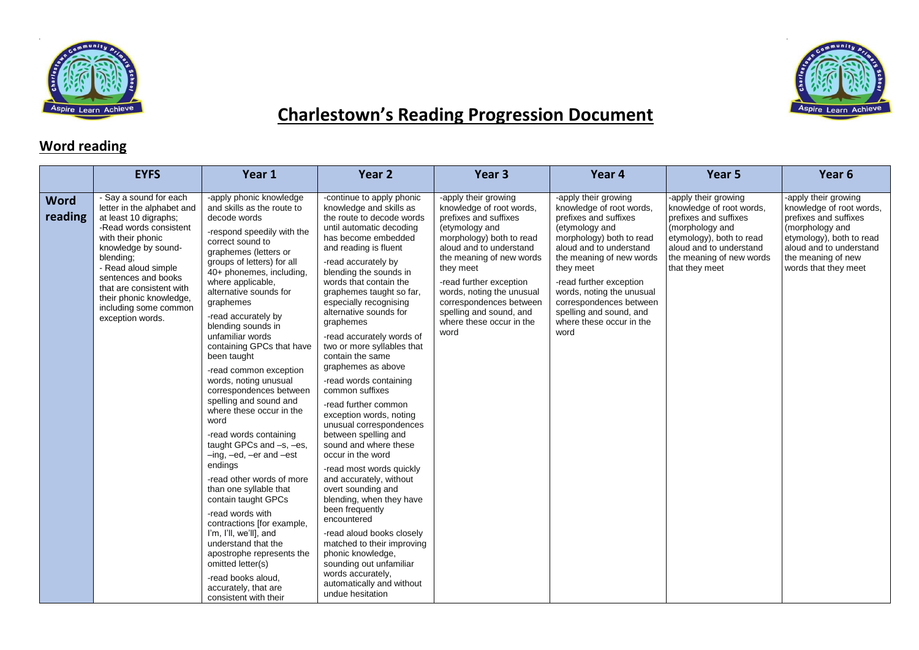# Charlestown's Reading Progression Document

## Word reading

| | EYFS | Year 1 | Year 2 | Year 3 | Year 4 | Year 5 | Year 6 |
|---|---|---|---|---|---|---|---|
| **Word reading** | - Say a sound for each letter in the alphabet and at least 10 digraphs;<br>-Read words consistent with their phonic knowledge by sound-blending;<br>- Read aloud simple sentences and books that are consistent with their phonic knowledge, including some common exception words. | -apply phonic knowledge and skills as the route to decode words<br>-respond speedily with the correct sound to graphemes (letters or groups of letters) for all 40+ phonemes, including, where applicable, alternative sounds for graphemes<br>-read accurately by blending sounds in unfamiliar words containing GPCs that have been taught<br>-read common exception words, noting unusual correspondences between spelling and sound and where these occur in the word<br>-read words containing taught GPCs and –s, –es, –ing, –ed, –er and –est endings<br>-read other words of more than one syllable that contain taught GPCs<br>-read words with contractions [for example, I'm, I'll, we'll], and understand that the apostrophe represents the omitted letter(s)<br>-read books aloud, accurately, that are consistent with their | -continue to apply phonic knowledge and skills as the route to decode words until automatic decoding has become embedded and reading is fluent<br>-read accurately by blending the sounds in words that contain the graphemes taught so far, especially recognising alternative sounds for graphemes<br>-read accurately words of two or more syllables that contain the same graphemes as above<br>-read words containing common suffixes<br>-read further common exception words, noting unusual correspondences between spelling and sound and where these occur in the word<br>-read most words quickly and accurately, without overt sounding and blending, when they have been frequently encountered<br>-read aloud books closely matched to their improving phonic knowledge, sounding out unfamiliar words accurately, automatically and without undue hesitation | -apply their growing knowledge of root words, prefixes and suffixes (etymology and morphology) both to read aloud and to understand the meaning of new words they meet<br>-read further exception words, noting the unusual correspondences between spelling and sound, and where these occur in the word | -apply their growing knowledge of root words, prefixes and suffixes (etymology and morphology) both to read aloud and to understand the meaning of new words they meet<br>-read further exception words, noting the unusual correspondences between spelling and sound, and where these occur in the word | -apply their growing knowledge of root words, prefixes and suffixes (morphology and etymology), both to read aloud and to understand the meaning of new words that they meet | -apply their growing knowledge of root words, prefixes and suffixes (morphology and etymology), both to read aloud and to understand the meaning of new words that they meet |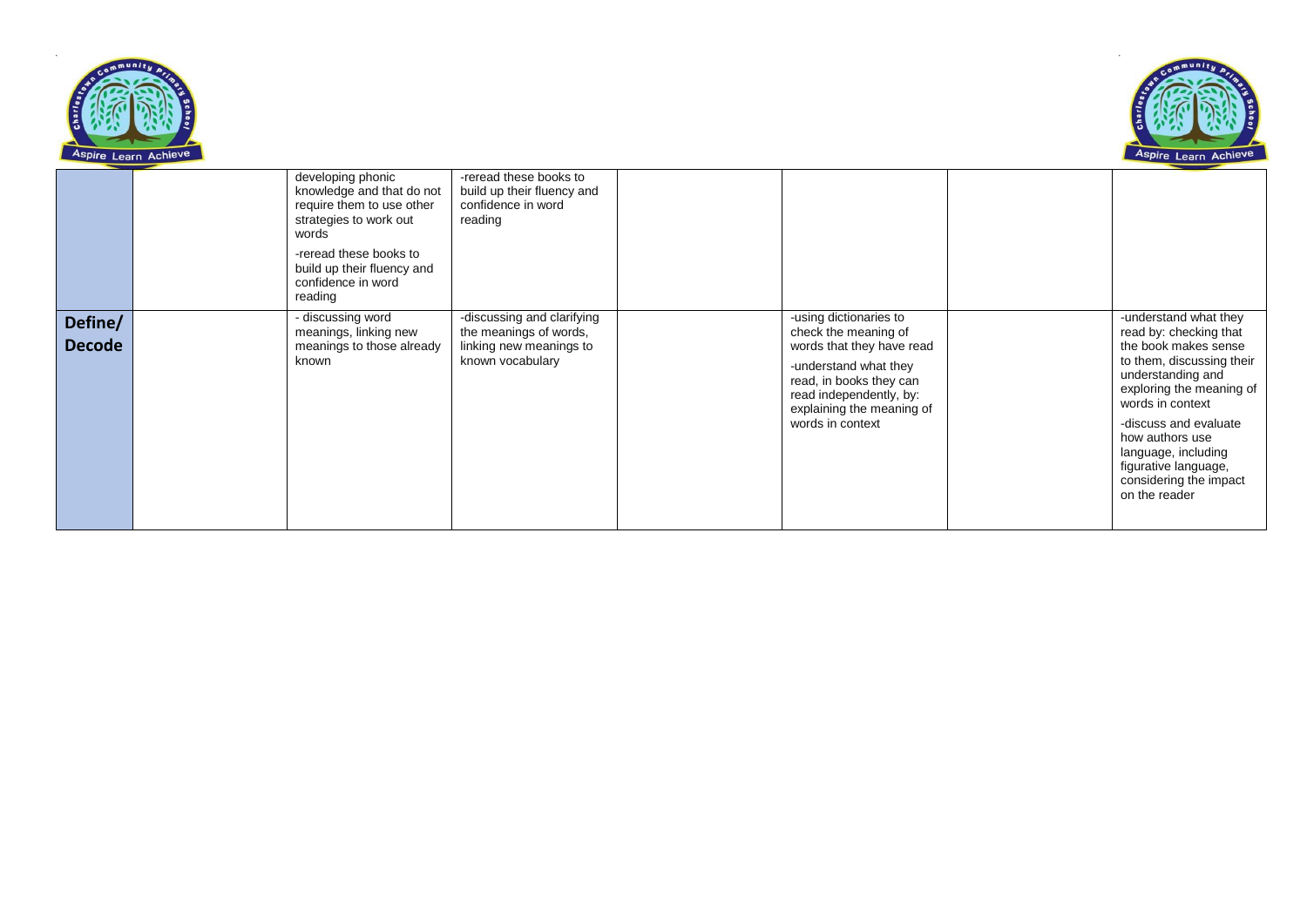| | | | | | | | |
|---|---|---|---|---|---|---|---|
| | | developing phonic knowledge and that do not require them to use other strategies to work out words<br><br>-reread these books to build up their fluency and confidence in word reading | -reread these books to build up their fluency and confidence in word reading | | | | |
| **Define/ Decode** | | - discussing word meanings, linking new meanings to those already known | -discussing and clarifying the meanings of words, linking new meanings to known vocabulary | | -using dictionaries to check the meaning of words that they have read<br><br>-understand what they read, in books they can read independently, by: explaining the meaning of words in context | | -understand what they read by: checking that the book makes sense to them, discussing their understanding and exploring the meaning of words in context<br><br>-discuss and evaluate how authors use language, including figurative language, considering the impact on the reader |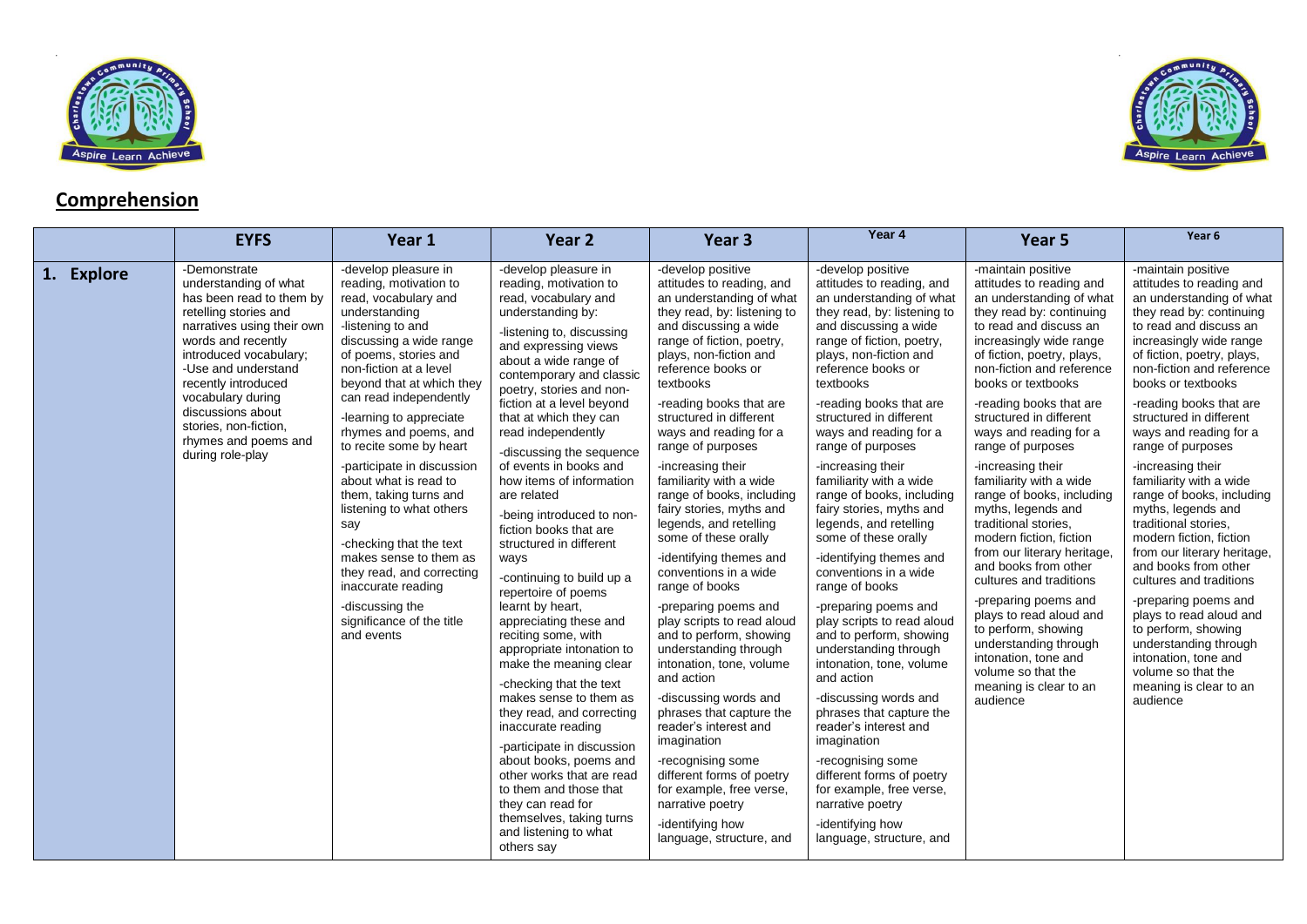## Comprehension

| | EYFS | Year 1 | Year 2 | Year 3 | Year 4 | Year 5 | Year 6 |
|---|---|---|---|---|---|---|---|
| **1. Explore** | -Demonstrate understanding of what has been read to them by retelling stories and narratives using their own words and recently introduced vocabulary;<br>-Use and understand recently introduced vocabulary during discussions about stories, non-fiction, rhymes and poems and during role-play | -develop pleasure in reading, motivation to read, vocabulary and understanding<br>-listening to and discussing a wide range of poems, stories and non-fiction at a level beyond that at which they can read independently<br>-learning to appreciate rhymes and poems, and to recite some by heart<br>-participate in discussion about what is read to them, taking turns and listening to what others say<br>-checking that the text makes sense to them as they read, and correcting inaccurate reading<br>-discussing the significance of the title and events | -develop pleasure in reading, motivation to read, vocabulary and understanding by:<br>-listening to, discussing and expressing views about a wide range of contemporary and classic poetry, stories and non-fiction at a level beyond that at which they can read independently<br>-discussing the sequence of events in books and how items of information are related<br>-being introduced to non-fiction books that are structured in different ways<br>-continuing to build up a repertoire of poems learnt by heart, appreciating these and reciting some, with appropriate intonation to make the meaning clear<br>-checking that the text makes sense to them as they read, and correcting inaccurate reading<br>-participate in discussion about books, poems and other works that are read to them and those that they can read for themselves, taking turns and listening to what others say | -develop positive attitudes to reading, and an understanding of what they read, by: listening to and discussing a wide range of fiction, poetry, plays, non-fiction and reference books or textbooks<br>-reading books that are structured in different ways and reading for a range of purposes<br>-increasing their familiarity with a wide range of books, including fairy stories, myths and legends, and retelling some of these orally<br>-identifying themes and conventions in a wide range of books<br>-preparing poems and play scripts to read aloud and to perform, showing understanding through intonation, tone, volume and action<br>-discussing words and phrases that capture the reader's interest and imagination<br>-recognising some different forms of poetry for example, free verse, narrative poetry<br>-identifying how language, structure, and | -develop positive attitudes to reading, and an understanding of what they read, by: listening to and discussing a wide range of fiction, poetry, plays, non-fiction and reference books or textbooks<br>-reading books that are structured in different ways and reading for a range of purposes<br>-increasing their familiarity with a wide range of books, including fairy stories, myths and legends, and retelling some of these orally<br>-identifying themes and conventions in a wide range of books<br>-preparing poems and play scripts to read aloud and to perform, showing understanding through intonation, tone, volume and action<br>-discussing words and phrases that capture the reader's interest and imagination<br>-recognising some different forms of poetry for example, free verse, narrative poetry<br>-identifying how language, structure, and | -maintain positive attitudes to reading and an understanding of what they read by: continuing to read and discuss an increasingly wide range of fiction, poetry, plays, non-fiction and reference books or textbooks<br>-reading books that are structured in different ways and reading for a range of purposes<br>-increasing their familiarity with a wide range of books, including myths, legends and traditional stories, modern fiction, fiction from our literary heritage, and books from other cultures and traditions<br>-preparing poems and plays to read aloud and to perform, showing understanding through intonation, tone and volume so that the meaning is clear to an audience | -maintain positive attitudes to reading and an understanding of what they read by: continuing to read and discuss an increasingly wide range of fiction, poetry, plays, non-fiction and reference books or textbooks<br>-reading books that are structured in different ways and reading for a range of purposes<br>-increasing their familiarity with a wide range of books, including myths, legends and traditional stories, modern fiction, fiction from our literary heritage, and books from other cultures and traditions<br>-preparing poems and plays to read aloud and to perform, showing understanding through intonation, tone and volume so that the meaning is clear to an audience |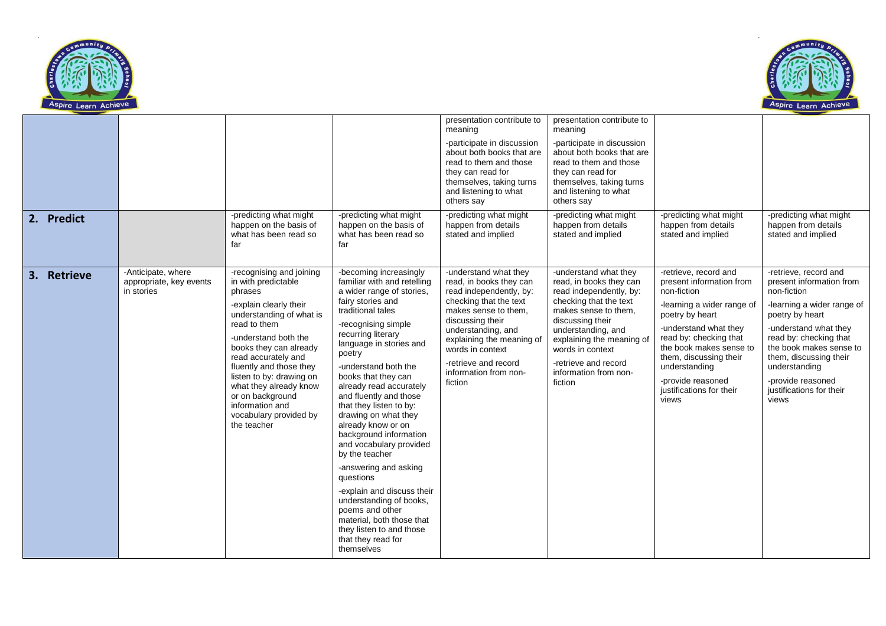| | | | | | | | |
|---|---|---|---|---|---|---|---|
| | | | | presentation contribute to meaning<br>-participate in discussion about both books that are read to them and those they can read for themselves, taking turns and listening to what others say | presentation contribute to meaning<br>-participate in discussion about both books that are read to them and those they can read for themselves, taking turns and listening to what others say | | |
| **2. Predict** | | -predicting what might happen on the basis of what has been read so far | -predicting what might happen on the basis of what has been read so far | -predicting what might happen from details stated and implied | -predicting what might happen from details stated and implied | -predicting what might happen from details stated and implied | -predicting what might happen from details stated and implied |
| **3. Retrieve** | -Anticipate, where appropriate, key events in stories | -recognising and joining in with predictable phrases<br>-explain clearly their understanding of what is read to them<br>-understand both the books they can already read accurately and fluently and those they listen to by: drawing on what they already know or on background information and vocabulary provided by the teacher | -becoming increasingly familiar with and retelling a wider range of stories, fairy stories and traditional tales<br>-recognising simple recurring literary language in stories and poetry<br>-understand both the books that they can already read accurately and fluently and those that they listen to by: drawing on what they already know or on background information and vocabulary provided by the teacher<br>-answering and asking questions<br>-explain and discuss their understanding of books, poems and other material, both those that they listen to and those that they read for themselves | -understand what they read, in books they can read independently, by: checking that the text makes sense to them, discussing their understanding, and explaining the meaning of words in context<br>-retrieve and record information from non-fiction | -understand what they read, in books they can read independently, by: checking that the text makes sense to them, discussing their understanding, and explaining the meaning of words in context<br>-retrieve and record information from non-fiction | -retrieve, record and present information from non-fiction<br>-learning a wider range of poetry by heart<br>-understand what they read by: checking that the book makes sense to them, discussing their understanding<br>-provide reasoned justifications for their views | -retrieve, record and present information from non-fiction<br>-learning a wider range of poetry by heart<br>-understand what they read by: checking that the book makes sense to them, discussing their understanding<br>-provide reasoned justifications for their views |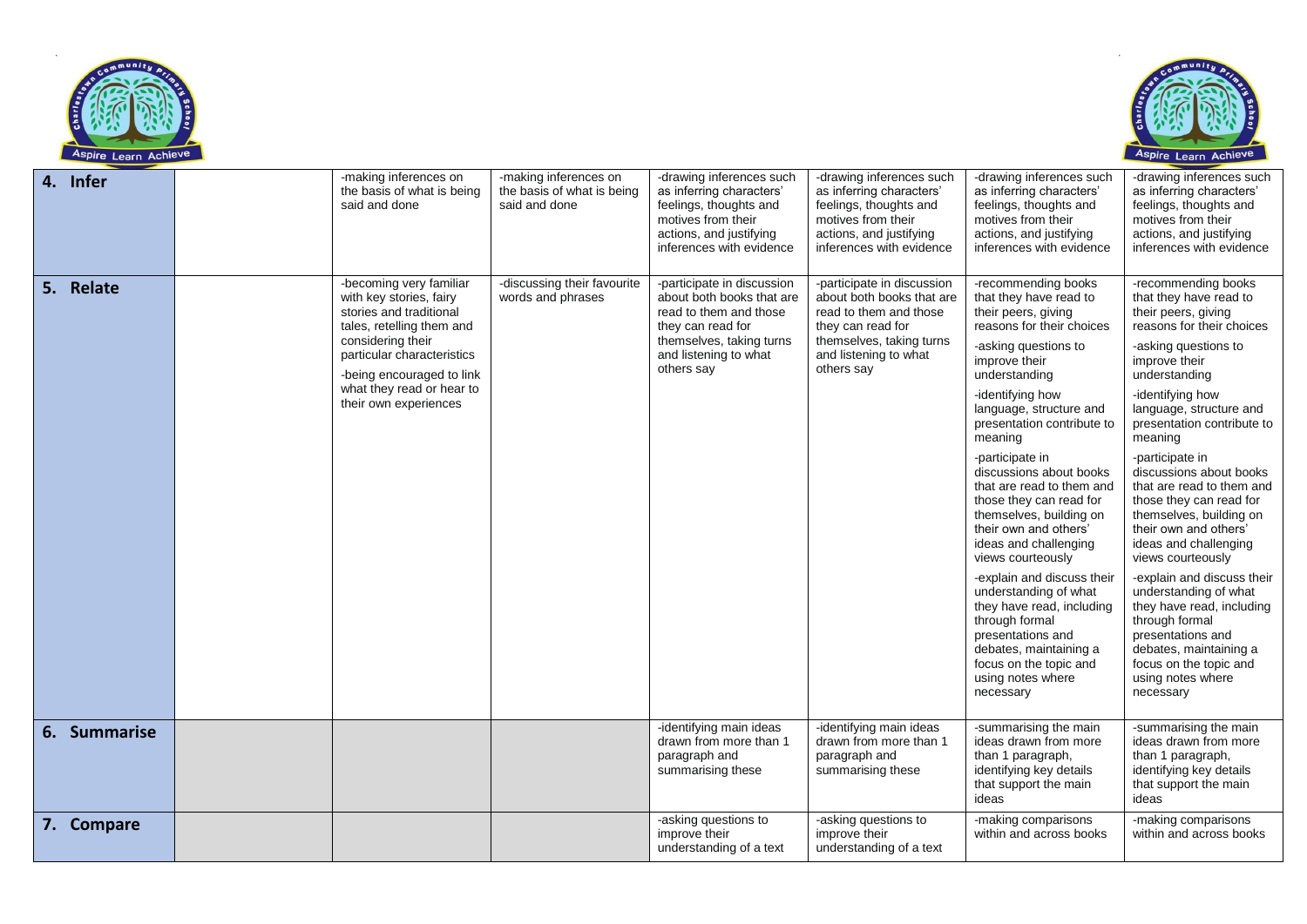| 4. Infer | | -making inferences on the basis of what is being said and done | -making inferences on the basis of what is being said and done | -drawing inferences such as inferring characters' feelings, thoughts and motives from their actions, and justifying inferences with evidence | -drawing inferences such as inferring characters' feelings, thoughts and motives from their actions, and justifying inferences with evidence | -drawing inferences such as inferring characters' feelings, thoughts and motives from their actions, and justifying inferences with evidence | -drawing inferences such as inferring characters' feelings, thoughts and motives from their actions, and justifying inferences with evidence |
|---|---|---|---|---|---|---|---|
| 5. Relate | | -becoming very familiar with key stories, fairy stories and traditional tales, retelling them and considering their particular characteristics<br>-being encouraged to link what they read or hear to their own experiences | -discussing their favourite words and phrases | -participate in discussion about both books that are read to them and those they can read for themselves, taking turns and listening to what others say | -participate in discussion about both books that are read to them and those they can read for themselves, taking turns and listening to what others say | -recommending books that they have read to their peers, giving reasons for their choices<br>-asking questions to improve their understanding<br>-identifying how language, structure and presentation contribute to meaning<br>-participate in discussions about books that are read to them and those they can read for themselves, building on their own and others' ideas and challenging views courteously<br>-explain and discuss their understanding of what they have read, including through formal presentations and debates, maintaining a focus on the topic and using notes where necessary | -recommending books that they have read to their peers, giving reasons for their choices<br>-asking questions to improve their understanding<br>-identifying how language, structure and presentation contribute to meaning<br>-participate in discussions about books that are read to them and those they can read for themselves, building on their own and others' ideas and challenging views courteously<br>-explain and discuss their understanding of what they have read, including through formal presentations and debates, maintaining a focus on the topic and using notes where necessary |
| 6. Summarise | | | | -identifying main ideas drawn from more than 1 paragraph and summarising these | -identifying main ideas drawn from more than 1 paragraph and summarising these | -summarising the main ideas drawn from more than 1 paragraph, identifying key details that support the main ideas | -summarising the main ideas drawn from more than 1 paragraph, identifying key details that support the main ideas |
| 7. Compare | | | | -asking questions to improve their understanding of a text | -asking questions to improve their understanding of a text | -making comparisons within and across books | -making comparisons within and across books |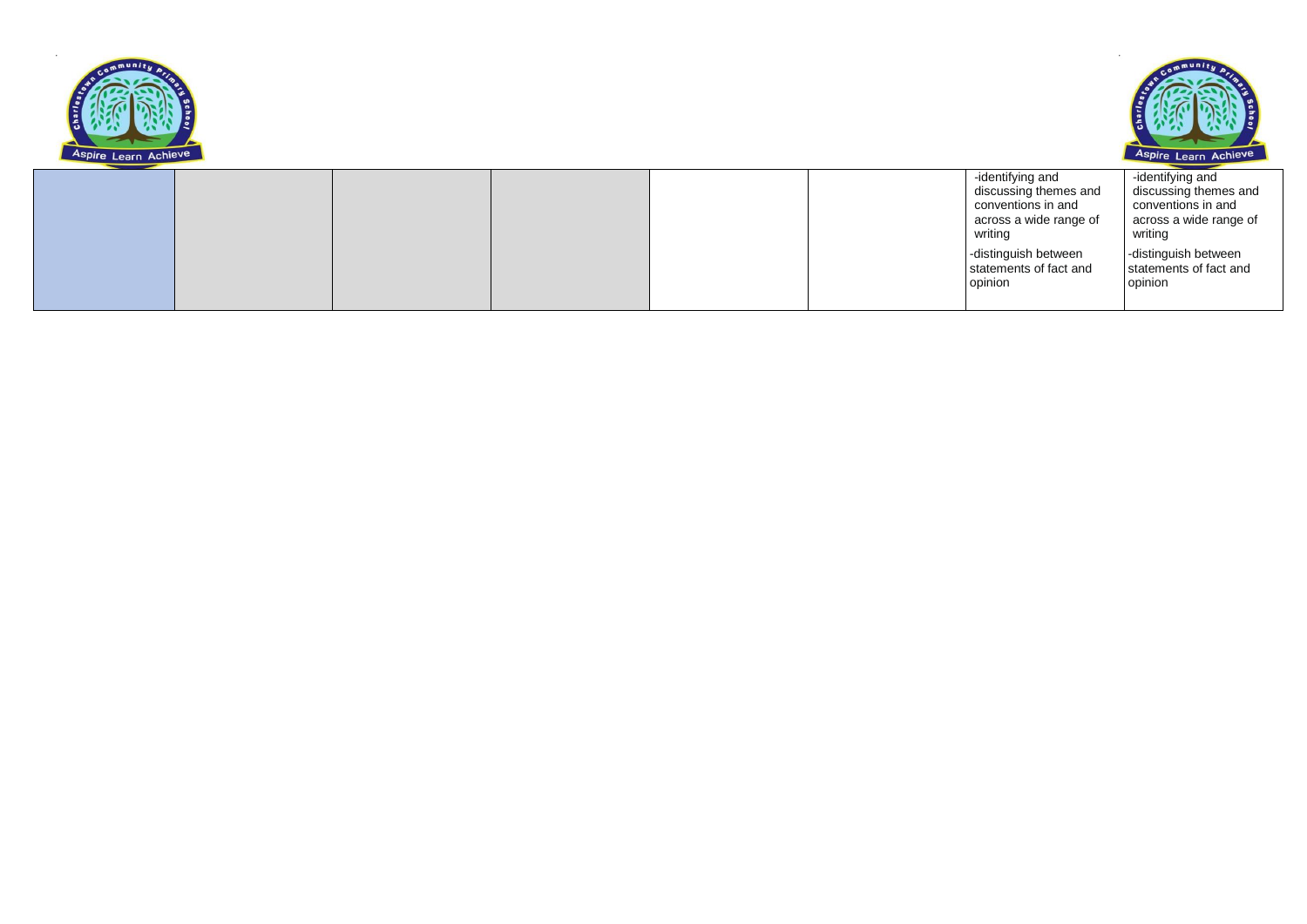| | | | | | | | |
|---|---|---|---|---|---|---|---|
| | | | | | | -identifying and discussing themes and conventions in and across a wide range of writing<br>-distinguish between statements of fact and opinion | -identifying and discussing themes and conventions in and across a wide range of writing<br>-distinguish between statements of fact and opinion |